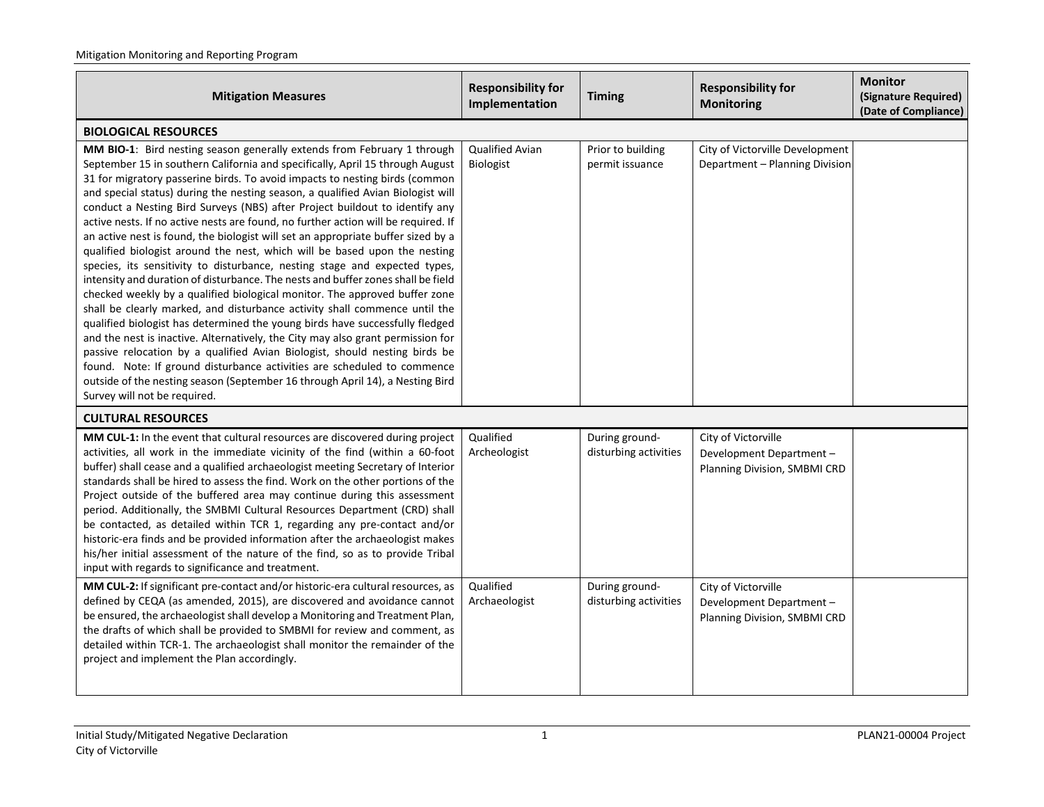| Mitigation Measures | Responsibility for Implementation | Timing | Responsibility for Monitoring | Monitor (Signature Required) (Date of Compliance) |
|---|---|---|---|---|
| **BIOLOGICAL RESOURCES** | | | | |
| **MM BIO-1**: Bird nesting season generally extends from February 1 through September 15 in southern California and specifically, April 15 through August 31 for migratory passerine birds. To avoid impacts to nesting birds (common and special status) during the nesting season, a qualified Avian Biologist will conduct a Nesting Bird Surveys (NBS) after Project buildout to identify any active nests. If no active nests are found, no further action will be required. If an active nest is found, the biologist will set an appropriate buffer sized by a qualified biologist around the nest, which will be based upon the nesting species, its sensitivity to disturbance, nesting stage and expected types, intensity and duration of disturbance. The nests and buffer zones shall be field checked weekly by a qualified biological monitor. The approved buffer zone shall be clearly marked, and disturbance activity shall commence until the qualified biologist has determined the young birds have successfully fledged and the nest is inactive. Alternatively, the City may also grant permission for passive relocation by a qualified Avian Biologist, should nesting birds be found. Note: If ground disturbance activities are scheduled to commence outside of the nesting season (September 16 through April 14), a Nesting Bird Survey will not be required. | Qualified Avian Biologist | Prior to building permit issuance | City of Victorville Development Department – Planning Division | |
| **CULTURAL RESOURCES** | | | | |
| **MM CUL-1:** In the event that cultural resources are discovered during project activities, all work in the immediate vicinity of the find (within a 60-foot buffer) shall cease and a qualified archaeologist meeting Secretary of Interior standards shall be hired to assess the find. Work on the other portions of the Project outside of the buffered area may continue during this assessment period. Additionally, the SMBMI Cultural Resources Department (CRD) shall be contacted, as detailed within TCR 1, regarding any pre-contact and/or historic-era finds and be provided information after the archaeologist makes his/her initial assessment of the nature of the find, so as to provide Tribal input with regards to significance and treatment. | Qualified Archeologist | During ground-disturbing activities | City of Victorville Development Department – Planning Division, SMBMI CRD | |
| **MM CUL-2:** If significant pre-contact and/or historic-era cultural resources, as defined by CEQA (as amended, 2015), are discovered and avoidance cannot be ensured, the archaeologist shall develop a Monitoring and Treatment Plan, the drafts of which shall be provided to SMBMI for review and comment, as detailed within TCR-1. The archaeologist shall monitor the remainder of the project and implement the Plan accordingly. | Qualified Archaeologist | During ground-disturbing activities | City of Victorville Development Department – Planning Division, SMBMI CRD | |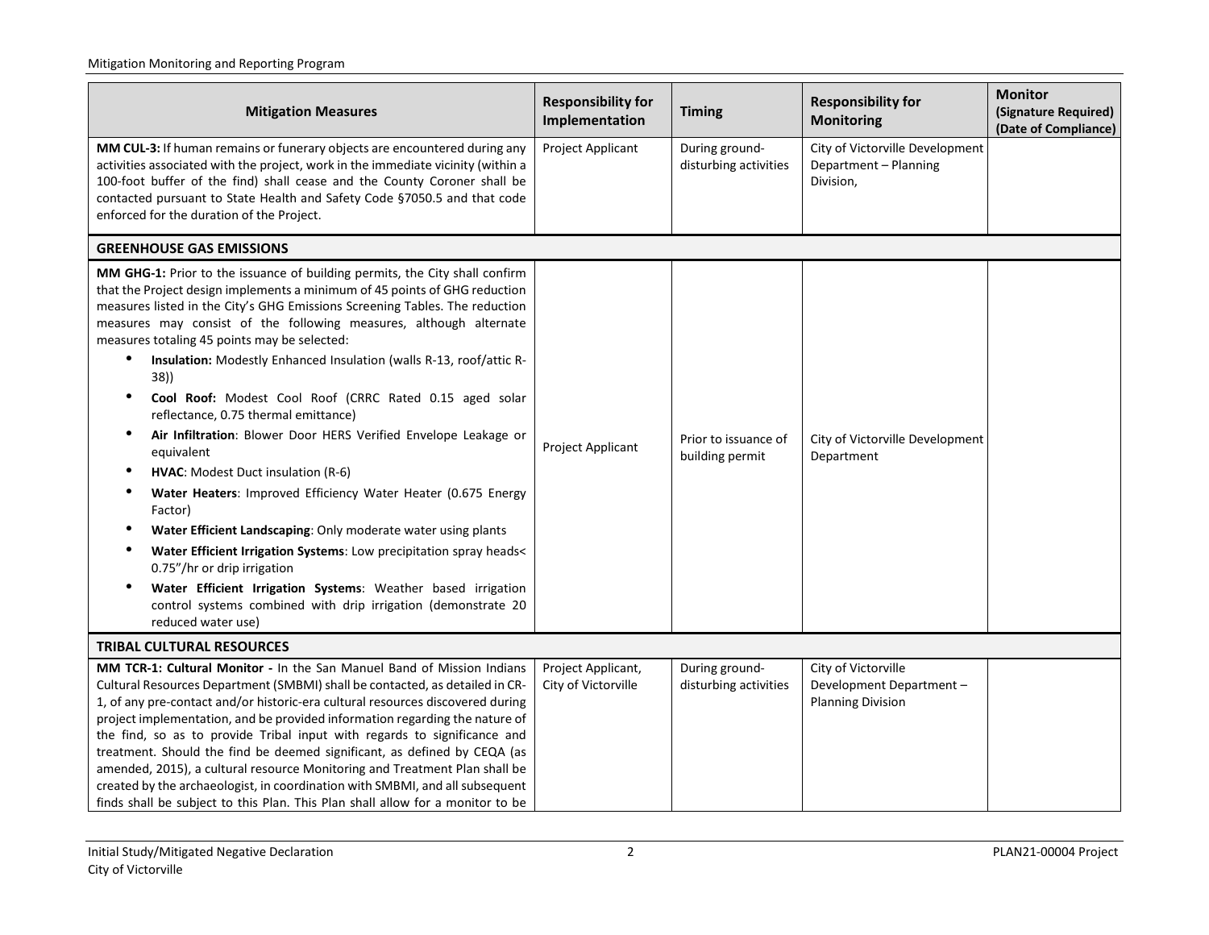| Mitigation Measures | Responsibility for Implementation | Timing | Responsibility for Monitoring | Monitor (Signature Required) (Date of Compliance) |
|---|---|---|---|---|
| **MM CUL-3:** If human remains or funerary objects are encountered during any activities associated with the project, work in the immediate vicinity (within a 100-foot buffer of the find) shall cease and the County Coroner shall be contacted pursuant to State Health and Safety Code §7050.5 and that code enforced for the duration of the Project. | Project Applicant | During ground-disturbing activities | City of Victorville Development Department – Planning Division, | |
| **GREENHOUSE GAS EMISSIONS** | | | | |
| **MM GHG-1:** Prior to the issuance of building permits, the City shall confirm that the Project design implements a minimum of 45 points of GHG reduction measures listed in the City's GHG Emissions Screening Tables. The reduction measures may consist of the following measures, although alternate measures totaling 45 points may be selected:<br>• **Insulation:** Modestly Enhanced Insulation (walls R-13, roof/attic R-38))<br>• **Cool Roof:** Modest Cool Roof (CRRC Rated 0.15 aged solar reflectance, 0.75 thermal emittance)<br>• **Air Infiltration**: Blower Door HERS Verified Envelope Leakage or equivalent<br>• **HVAC**: Modest Duct insulation (R-6)<br>• **Water Heaters**: Improved Efficiency Water Heater (0.675 Energy Factor)<br>• **Water Efficient Landscaping**: Only moderate water using plants<br>• **Water Efficient Irrigation Systems**: Low precipitation spray heads< 0.75"/hr or drip irrigation<br>• **Water Efficient Irrigation Systems**: Weather based irrigation control systems combined with drip irrigation (demonstrate 20 reduced water use) | Project Applicant | Prior to issuance of building permit | City of Victorville Development Department | |
| **TRIBAL CULTURAL RESOURCES** | | | | |
| **MM TCR-1: Cultural Monitor -** In the San Manuel Band of Mission Indians Cultural Resources Department (SMBMI) shall be contacted, as detailed in CR-1, of any pre-contact and/or historic-era cultural resources discovered during project implementation, and be provided information regarding the nature of the find, so as to provide Tribal input with regards to significance and treatment. Should the find be deemed significant, as defined by CEQA (as amended, 2015), a cultural resource Monitoring and Treatment Plan shall be created by the archaeologist, in coordination with SMBMI, and all subsequent finds shall be subject to this Plan. This Plan shall allow for a monitor to be | Project Applicant, City of Victorville | During ground-disturbing activities | City of Victorville Development Department – Planning Division | |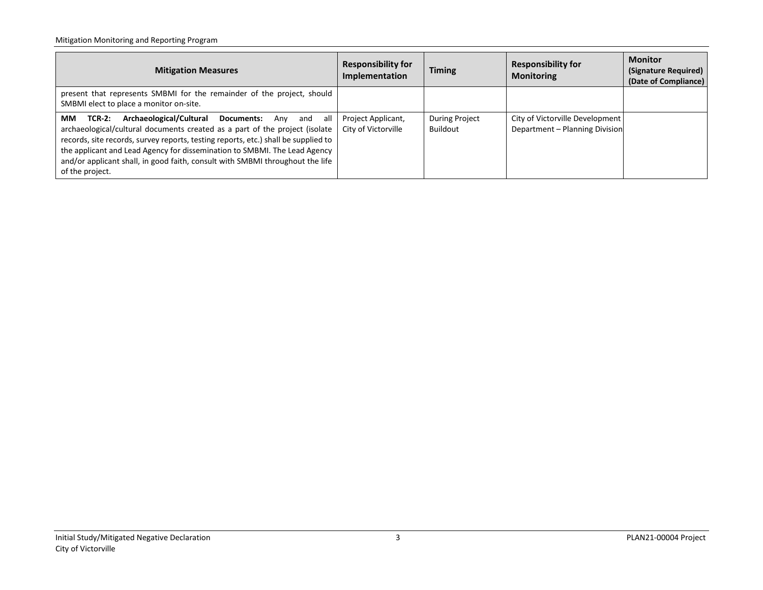| Mitigation Measures | Responsibility for Implementation | Timing | Responsibility for Monitoring | Monitor (Signature Required) (Date of Compliance) |
|---|---|---|---|---|
| present that represents SMBMI for the remainder of the project, should SMBMI elect to place a monitor on-site. | | | | |
| **MM TCR-2: Archaeological/Cultural Documents:** Any and all archaeological/cultural documents created as a part of the project (isolate records, site records, survey reports, testing reports, etc.) shall be supplied to the applicant and Lead Agency for dissemination to SMBMI. The Lead Agency and/or applicant shall, in good faith, consult with SMBMI throughout the life of the project. | Project Applicant, City of Victorville | During Project Buildout | City of Victorville Development Department – Planning Division | |